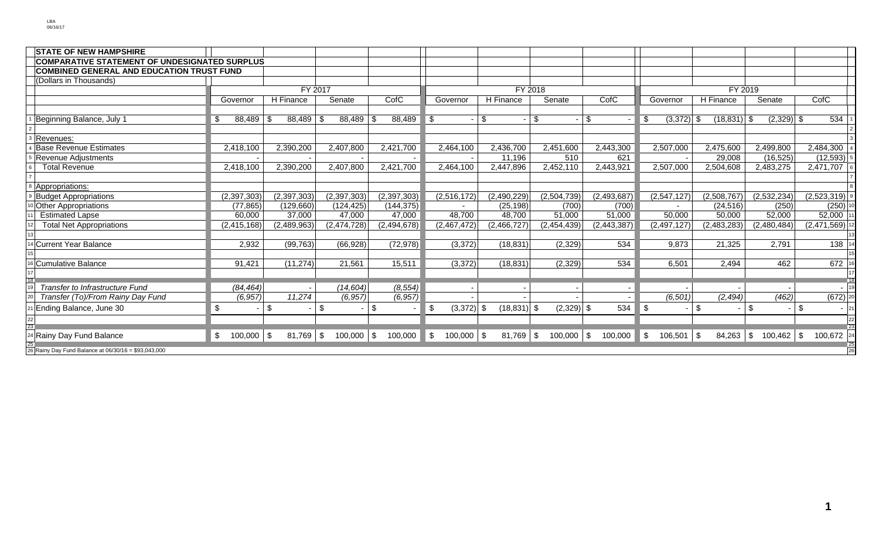LBA
06/16/17

**STATE OF NEW HAMPSHIRE**
**COMPARATIVE STATEMENT OF UNDESIGNATED SURPLUS**
**COMBINED GENERAL AND EDUCATION TRUST FUND**
(Dollars in Thousands)

| | | FY 2017 | | | | FY 2018 | | | | FY 2019 | | | | |
|---|---|---|---|---|---|---|---|---|---|---|---|---|---|---|
| | | Governor | H Finance | Senate | CofC | Governor | H Finance | Senate | CofC | Governor | H Finance | Senate | CofC | |
| 1 | Beginning Balance, July 1 | $ 88,489 | $ 88,489 | $ 88,489 | $ 88,489 | $ - | $ - | $ - | $ - | $ (3,372) | $ (18,831) | $ (2,329) | $ 534 | 1 |
| 2 | | | | | | | | | | | | | | 2 |
| 3 | Revenues: | | | | | | | | | | | | | 3 |
| 4 | Base Revenue Estimates | 2,418,100 | 2,390,200 | 2,407,800 | 2,421,700 | 2,464,100 | 2,436,700 | 2,451,600 | 2,443,300 | 2,507,000 | 2,475,600 | 2,499,800 | 2,484,300 | 4 |
| 5 | Revenue Adjustments | - | - | - | - | - | 11,196 | 510 | 621 | - | 29,008 | (16,525) | (12,593) | 5 |
| 6 | Total Revenue | 2,418,100 | 2,390,200 | 2,407,800 | 2,421,700 | 2,464,100 | 2,447,896 | 2,452,110 | 2,443,921 | 2,507,000 | 2,504,608 | 2,483,275 | 2,471,707 | 6 |
| 7 | | | | | | | | | | | | | | 7 |
| 8 | Appropriations: | | | | | | | | | | | | | 8 |
| 9 | Budget Appropriations | (2,397,303) | (2,397,303) | (2,397,303) | (2,397,303) | (2,516,172) | (2,490,229) | (2,504,739) | (2,493,687) | (2,547,127) | (2,508,767) | (2,532,234) | (2,523,319) | 9 |
| 10 | Other Appropriations | (77,865) | (129,660) | (124,425) | (144,375) | - | (25,198) | (700) | (700) | - | (24,516) | (250) | (250) | 10 |
| 11 | Estimated Lapse | 60,000 | 37,000 | 47,000 | 47,000 | 48,700 | 48,700 | 51,000 | 51,000 | 50,000 | 50,000 | 52,000 | 52,000 | 11 |
| 12 | Total Net Appropriations | (2,415,168) | (2,489,963) | (2,474,728) | (2,494,678) | (2,467,472) | (2,466,727) | (2,454,439) | (2,443,387) | (2,497,127) | (2,483,283) | (2,480,484) | (2,471,569) | 12 |
| 13 | | | | | | | | | | | | | | 13 |
| 14 | Current Year Balance | 2,932 | (99,763) | (66,928) | (72,978) | (3,372) | (18,831) | (2,329) | 534 | 9,873 | 21,325 | 2,791 | 138 | 14 |
| 15 | | | | | | | | | | | | | | 15 |
| 16 | Cumulative Balance | 91,421 | (11,274) | 21,561 | 15,511 | (3,372) | (18,831) | (2,329) | 534 | 6,501 | 2,494 | 462 | 672 | 16 |
| 17 | | | | | | | | | | | | | | 17 |
| 18 | | | | | | | | | | | | | | 18 |
| 19 | *Transfer to Infrastructure Fund* | *(84,464)* | - | *(14,604)* | *(8,554)* | - | - | - | - | - | - | - | - | 19 |
| 20 | *Transfer (To)/From Rainy Day Fund* | *(6,957)* | *11,274* | *(6,957)* | *(6,957)* | - | - | - | - | *(6,501)* | *(2,494)* | *(462)* | *(672)* | 20 |
| 21 | Ending Balance, June 30 | $ - | $ - | $ - | $ - | $ (3,372) | $ (18,831) | $ (2,329) | $ 534 | $ - | $ - | $ - | $ - | 21 |
| 22 | | | | | | | | | | | | | | 22 |
| 23 | | | | | | | | | | | | | | 23 |
| 24 | Rainy Day Fund Balance | $ 100,000 | $ 81,769 | $ 100,000 | $ 100,000 | $ 100,000 | $ 81,769 | $ 100,000 | $ 100,000 | $ 106,501 | $ 84,263 | $ 100,462 | $ 100,672 | 24 |
| 25 | | | | | | | | | | | | | | 25 |
| 26 | Rainy Day Fund Balance at 06/30/16 = $93,043,000 | | | | | | | | | | | | | 26 |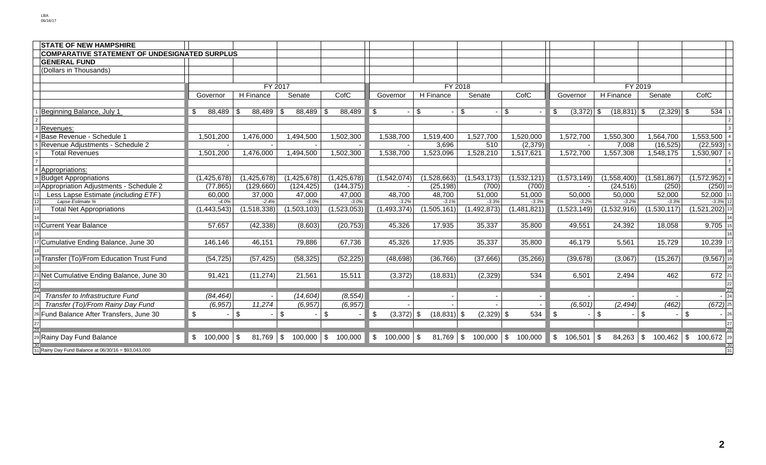LBA
06/16/17

**STATE OF NEW HAMPSHIRE**
**COMPARATIVE STATEMENT OF UNDESIGNATED SURPLUS**
**GENERAL FUND**
(Dollars in Thousands)

| | | FY 2017 | | | | FY 2018 | | | | FY 2019 | | | | |
|---|---|---|---|---|---|---|---|---|---|---|---|---|---|---|
| | | Governor | H Finance | Senate | CofC | Governor | H Finance | Senate | CofC | Governor | H Finance | Senate | CofC | |
| 1 | Beginning Balance, July 1 | $ 88,489 | $ 88,489 | $ 88,489 | $ 88,489 | $ - | $ - | $ - | $ - | $ (3,372) | $ (18,831) | $ (2,329) | $ 534 | 1 |
| 2 | | | | | | | | | | | | | | 2 |
| 3 | Revenues: | | | | | | | | | | | | | 3 |
| 4 | Base Revenue - Schedule 1 | 1,501,200 | 1,476,000 | 1,494,500 | 1,502,300 | 1,538,700 | 1,519,400 | 1,527,700 | 1,520,000 | 1,572,700 | 1,550,300 | 1,564,700 | 1,553,500 | 4 |
| 5 | Revenue Adjustments - Schedule 2 | - | - | - | - | - | 3,696 | 510 | (2,379) | - | 7,008 | (16,525) | (22,593) | 5 |
| 6 | Total Revenues | 1,501,200 | 1,476,000 | 1,494,500 | 1,502,300 | 1,538,700 | 1,523,096 | 1,528,210 | 1,517,621 | 1,572,700 | 1,557,308 | 1,548,175 | 1,530,907 | 6 |
| 7 | | | | | | | | | | | | | | 7 |
| 8 | Appropriations: | | | | | | | | | | | | | 8 |
| 9 | Budget Appropriations | (1,425,678) | (1,425,678) | (1,425,678) | (1,425,678) | (1,542,074) | (1,528,663) | (1,543,173) | (1,532,121) | (1,573,149) | (1,558,400) | (1,581,867) | (1,572,952) | 9 |
| 10 | Appropriation Adjustments - Schedule 2 | (77,865) | (129,660) | (124,425) | (144,375) | - | (25,198) | (700) | (700) | - | (24,516) | (250) | (250) | 10 |
| 11 | Less Lapse Estimate (*including ETF*) | 60,000 | 37,000 | 47,000 | 47,000 | 48,700 | 48,700 | 51,000 | 51,000 | 50,000 | 50,000 | 52,000 | 52,000 | 11 |
| 12 | *Lapse Estimate %* | *-4.0%* | *-2.4%* | *-3.0%* | *-3.0%* | *-3.2%* | *-3.1%* | *-3.3%* | *-3.3%* | *-3.2%* | *-3.2%* | *-3.3%* | *-3.3%* | 12 |
| 13 | Total Net Appropriations | (1,443,543) | (1,518,338) | (1,503,103) | (1,523,053) | (1,493,374) | (1,505,161) | (1,492,873) | (1,481,821) | (1,523,149) | (1,532,916) | (1,530,117) | (1,521,202) | 13 |
| 14 | | | | | | | | | | | | | | 14 |
| 15 | Current Year Balance | 57,657 | (42,338) | (8,603) | (20,753) | 45,326 | 17,935 | 35,337 | 35,800 | 49,551 | 24,392 | 18,058 | 9,705 | 15 |
| 16 | | | | | | | | | | | | | | 16 |
| 17 | Cumulative Ending Balance, June 30 | 146,146 | 46,151 | 79,886 | 67,736 | 45,326 | 17,935 | 35,337 | 35,800 | 46,179 | 5,561 | 15,729 | 10,239 | 17 |
| 18 | | | | | | | | | | | | | | 18 |
| 19 | Transfer (To)/From Education Trust Fund | (54,725) | (57,425) | (58,325) | (52,225) | (48,698) | (36,766) | (37,666) | (35,266) | (39,678) | (3,067) | (15,267) | (9,567) | 19 |
| 20 | | | | | | | | | | | | | | 20 |
| 21 | Net Cumulative Ending Balance, June 30 | 91,421 | (11,274) | 21,561 | 15,511 | (3,372) | (18,831) | (2,329) | 534 | 6,501 | 2,494 | 462 | 672 | 21 |
| 22 | | | | | | | | | | | | | | 22 |
| 23 | | | | | | | | | | | | | | 23 |
| 24 | *Transfer to Infrastructure Fund* | *(84,464)* | - | *(14,604)* | *(8,554)* | - | - | - | - | - | - | - | - | 24 |
| 25 | *Transfer (To)/From Rainy Day Fund* | *(6,957)* | *11,274* | *(6,957)* | *(6,957)* | - | - | - | - | *(6,501)* | *(2,494)* | *(462)* | *(672)* | 25 |
| 26 | Fund Balance After Transfers, June 30 | $ - | $ - | $ - | $ - | $ (3,372) | $ (18,831) | $ (2,329) | $ 534 | $ - | $ - | $ - | $ - | 26 |
| 27 | | | | | | | | | | | | | | 27 |
| 28 | | | | | | | | | | | | | | 28 |
| 29 | Rainy Day Fund Balance | $ 100,000 | $ 81,769 | $ 100,000 | $ 100,000 | $ 100,000 | $ 81,769 | $ 100,000 | $ 100,000 | $ 106,501 | $ 84,263 | $ 100,462 | $ 100,672 | 29 |
| 30 | | | | | | | | | | | | | | 30 |
| 31 | Rainy Day Fund Balance at 06/30/16 = $93,043,000 | | | | | | | | | | | | | 31 |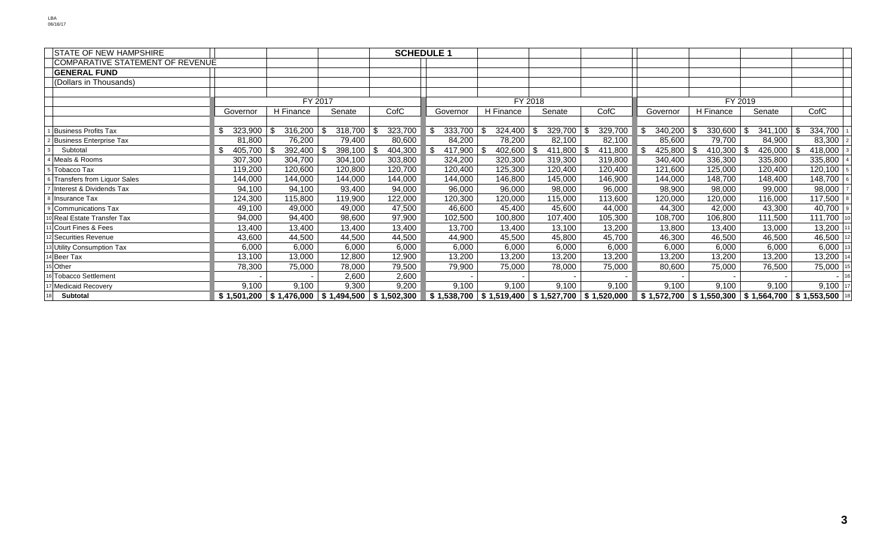STATE OF NEW HAMPSHIRE

COMPARATIVE STATEMENT OF REVENUE

**GENERAL FUND**

(Dollars in Thousands)

**SCHEDULE 1**

| | FY 2017 | | | | FY 2018 | | | | FY 2019 | | | | |
|---|---|---|---|---|---|---|---|---|---|---|---|---|---|
| | Governor | H Finance | Senate | CofC | Governor | H Finance | Senate | CofC | Governor | H Finance | Senate | CofC | |
| 1 Business Profits Tax | $ 323,900 | $ 316,200 | $ 318,700 | $ 323,700 | $ 333,700 | $ 324,400 | $ 329,700 | $ 329,700 | $ 340,200 | $ 330,600 | $ 341,100 | $ 334,700 | 1 |
| 2 Business Enterprise Tax | 81,800 | 76,200 | 79,400 | 80,600 | 84,200 | 78,200 | 82,100 | 82,100 | 85,600 | 79,700 | 84,900 | 83,300 | 2 |
| 3 Subtotal | $ 405,700 | $ 392,400 | $ 398,100 | $ 404,300 | $ 417,900 | $ 402,600 | $ 411,800 | $ 411,800 | $ 425,800 | $ 410,300 | $ 426,000 | $ 418,000 | 3 |
| 4 Meals & Rooms | 307,300 | 304,700 | 304,100 | 303,800 | 324,200 | 320,300 | 319,300 | 319,800 | 340,400 | 336,300 | 335,800 | 335,800 | 4 |
| 5 Tobacco Tax | 119,200 | 120,600 | 120,800 | 120,700 | 120,400 | 125,300 | 120,400 | 120,400 | 121,600 | 125,000 | 120,400 | 120,100 | 5 |
| 6 Transfers from Liquor Sales | 144,000 | 144,000 | 144,000 | 144,000 | 144,000 | 146,800 | 145,000 | 146,900 | 144,000 | 148,700 | 148,400 | 148,700 | 6 |
| 7 Interest & Dividends Tax | 94,100 | 94,100 | 93,400 | 94,000 | 96,000 | 96,000 | 98,000 | 96,000 | 98,900 | 98,000 | 99,000 | 98,000 | 7 |
| 8 Insurance Tax | 124,300 | 115,800 | 119,900 | 122,000 | 120,300 | 120,000 | 115,000 | 113,600 | 120,000 | 120,000 | 116,000 | 117,500 | 8 |
| 9 Communications Tax | 49,100 | 49,000 | 49,000 | 47,500 | 46,600 | 45,400 | 45,600 | 44,000 | 44,300 | 42,000 | 43,300 | 40,700 | 9 |
| 10 Real Estate Transfer Tax | 94,000 | 94,400 | 98,600 | 97,900 | 102,500 | 100,800 | 107,400 | 105,300 | 108,700 | 106,800 | 111,500 | 111,700 | 10 |
| 11 Court Fines & Fees | 13,400 | 13,400 | 13,400 | 13,400 | 13,700 | 13,400 | 13,100 | 13,200 | 13,800 | 13,400 | 13,000 | 13,200 | 11 |
| 12 Securities Revenue | 43,600 | 44,500 | 44,500 | 44,500 | 44,900 | 45,500 | 45,800 | 45,700 | 46,300 | 46,500 | 46,500 | 46,500 | 12 |
| 13 Utility Consumption Tax | 6,000 | 6,000 | 6,000 | 6,000 | 6,000 | 6,000 | 6,000 | 6,000 | 6,000 | 6,000 | 6,000 | 6,000 | 13 |
| 14 Beer Tax | 13,100 | 13,000 | 12,800 | 12,900 | 13,200 | 13,200 | 13,200 | 13,200 | 13,200 | 13,200 | 13,200 | 13,200 | 14 |
| 15 Other | 78,300 | 75,000 | 78,000 | 79,500 | 79,900 | 75,000 | 78,000 | 75,000 | 80,600 | 75,000 | 76,500 | 75,000 | 15 |
| 16 Tobacco Settlement | - | - | 2,600 | 2,600 | - | - | - | - | - | - | - | - | 16 |
| 17 Medicaid Recovery | 9,100 | 9,100 | 9,300 | 9,200 | 9,100 | 9,100 | 9,100 | 9,100 | 9,100 | 9,100 | 9,100 | 9,100 | 17 |
| 18 **Subtotal** | **$ 1,501,200** | **$ 1,476,000** | **$ 1,494,500** | **$ 1,502,300** | **$ 1,538,700** | **$ 1,519,400** | **$ 1,527,700** | **$ 1,520,000** | **$ 1,572,700** | **$ 1,550,300** | **$ 1,564,700** | **$ 1,553,500** | 18 |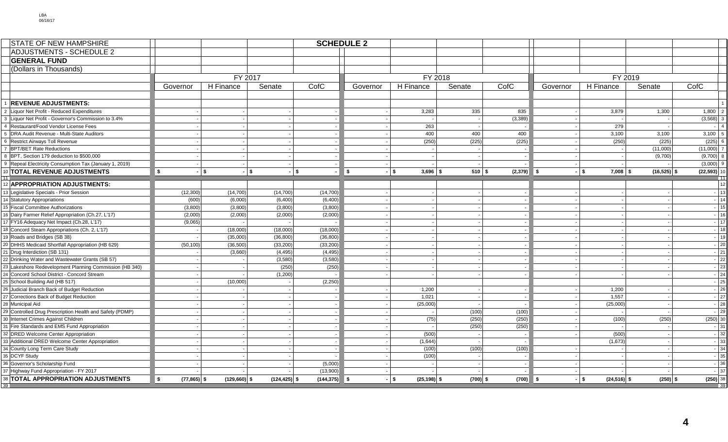LBA
06/16/17

STATE OF NEW HAMPSHIRE
ADJUSTMENTS - SCHEDULE 2
**GENERAL FUND**
(Dollars in Thousands)

**SCHEDULE 2**

| | | FY 2017 | | | | FY 2018 | | | | FY 2019 | | | | |
|---|---|---|---|---|---|---|---|---|---|---|---|---|---|---|
| | | Governor | H Finance | Senate | CofC | Governor | H Finance | Senate | CofC | Governor | H Finance | Senate | CofC | |
| 1 | **REVENUE ADJUSTMENTS:** | | | | | | | | | | | | | 1 |
| 2 | Liquor Net Profit - Reduced Expenditures | - | - | - | - | - | 3,283 | 335 | 835 | - | 3,879 | 1,300 | 1,800 | 2 |
| 3 | Liquor Net Profit - Governor's Commission to 3.4% | - | - | - | - | - | - | - | (3,389) | - | - | - | (3,568) | 3 |
| 4 | Restaurant/Food Vendor License Fees | - | - | - | - | - | 263 | - | - | - | 279 | - | - | 4 |
| 5 | DRA Audit Revenue - Multi-State Auditors | - | - | - | - | - | 400 | 400 | 400 | - | 3,100 | 3,100 | 3,100 | 5 |
| 6 | Restrict Airways Toll Revenue | - | - | - | - | - | (250) | (225) | (225) | - | (250) | (225) | (225) | 6 |
| 7 | BPT/BET Rate Reductions | - | - | - | - | - | - | - | - | - | - | (11,000) | (11,000) | 7 |
| 8 | BPT, Section 179 deduction to $500,000 | - | - | - | - | - | - | - | - | - | - | (9,700) | (9,700) | 8 |
| 9 | Repeal Electricity Consumption Tax (January 1, 2019) | - | - | - | - | - | - | - | - | - | - | - | (3,000) | 9 |
| 10 | **TOTAL REVENUE ADJUSTMENTS** | $ - | $ - | $ - | $ - | $ - | $ 3,696 | $ 510 | $ (2,379) | $ - | $ 7,008 | $ (16,525) | $ (22,593) | 10 |
| 11 | | | | | | | | | | | | | | 11 |
| 12 | **APPROPRIATION ADJUSTMENTS:** | | | | | | | | | | | | | 12 |
| 13 | Legislative Specials - Prior Session | (12,300) | (14,700) | (14,700) | (14,700) | - | - | - | - | - | - | - | - | 13 |
| 14 | Statutory Appropriations | (600) | (6,000) | (6,400) | (6,400) | - | - | - | - | - | - | - | - | 14 |
| 15 | Fiscal Committee Authorizations | (3,800) | (3,800) | (3,800) | (3,800) | - | - | - | - | - | - | - | - | 15 |
| 16 | Dairy Farmer Relief Appropriation (Ch.27, L'17) | (2,000) | (2,000) | (2,000) | (2,000) | - | - | - | - | - | - | - | - | 16 |
| 17 | FY16 Adequacy Net Impact (Ch.28, L'17) | (9,065) | - | - | - | - | - | - | - | - | - | - | - | 17 |
| 18 | Concord Steam Appropriations (Ch. 2, L'17) | - | (18,000) | (18,000) | (18,000) | - | - | - | - | - | - | - | - | 18 |
| 19 | Roads and Bridges (SB 38) | - | (35,000) | (36,800) | (36,800) | - | - | - | - | - | - | - | - | 19 |
| 20 | DHHS Medicaid Shortfall Appropriation (HB 629) | (50,100) | (36,500) | (33,200) | (33,200) | - | - | - | - | - | - | - | - | 20 |
| 21 | Drug Interdiction (SB 131) | - | (3,660) | (4,495) | (4,495) | - | - | - | - | - | - | - | - | 21 |
| 22 | Drinking Water and Wastewater Grants (SB 57) | - | - | (3,580) | (3,580) | - | - | - | - | - | - | - | - | 22 |
| 23 | Lakeshore Redevelopment Planning Commission (HB 340) | - | - | (250) | (250) | - | - | - | - | - | - | - | - | 23 |
| 24 | Concord School District - Concord Stream | - | - | (1,200) | - | - | - | - | - | - | - | - | - | 24 |
| 25 | School Building Aid (HB 517) | - | (10,000) | - | (2,250) | | | | | | | | - | 25 |
| 26 | Judicial Branch Back of Budget Reduction | - | - | - | - | - | 1,200 | - | - | - | 1,200 | - | - | 26 |
| 27 | Corrections Back of Budget Reduction | - | - | - | - | - | 1,021 | - | - | - | 1,557 | - | - | 27 |
| 28 | Municipal Aid | - | - | - | - | - | (25,000) | - | - | - | (25,000) | - | - | 28 |
| 29 | Controlled Drug Prescription Health and Safety (PDMP) | - | - | - | - | - | - | (100) | (100) | - | - | - | - | 29 |
| 30 | Internet Crimes Against Children | - | - | - | - | - | (75) | (250) | (250) | - | (100) | (250) | (250) | 30 |
| 31 | Fire Standards and EMS Fund Appropriation | - | - | - | - | - | - | (250) | (250) | - | - | - | - | 31 |
| 32 | DRED Welcome Center Appropriation | - | - | - | - | - | (500) | - | - | - | (500) | - | - | 32 |
| 33 | Additional DRED Welcome Center Appropriation | - | - | - | - | - | (1,644) | - | - | | (1,673) | - | - | 33 |
| 34 | County Long Term Care Study | - | - | - | - | - | (100) | (100) | (100) | - | - | - | - | 34 |
| 35 | DCYF Study | - | - | - | - | - | (100) | - | - | - | - | - | - | 35 |
| 36 | Governor's Scholarship Fund | - | - | - | (5,000) | - | - | - | - | - | - | - | - | 36 |
| 37 | Highway Fund Appropriation - FY 2017 | - | - | - | (13,900) | - | - | - | - | - | - | - | - | 37 |
| 38 | **TOTAL APPROPRIATION ADJUSTMENTS** | $ (77,865) | $ (129,660) | $ (124,425) | $ (144,375) | $ - | $ (25,198) | $ (700) | $ (700) | $ - | $ (24,516) | $ (250) | $ (250) | 38 |
| 39 | | | | | | | | | | | | | | 39 |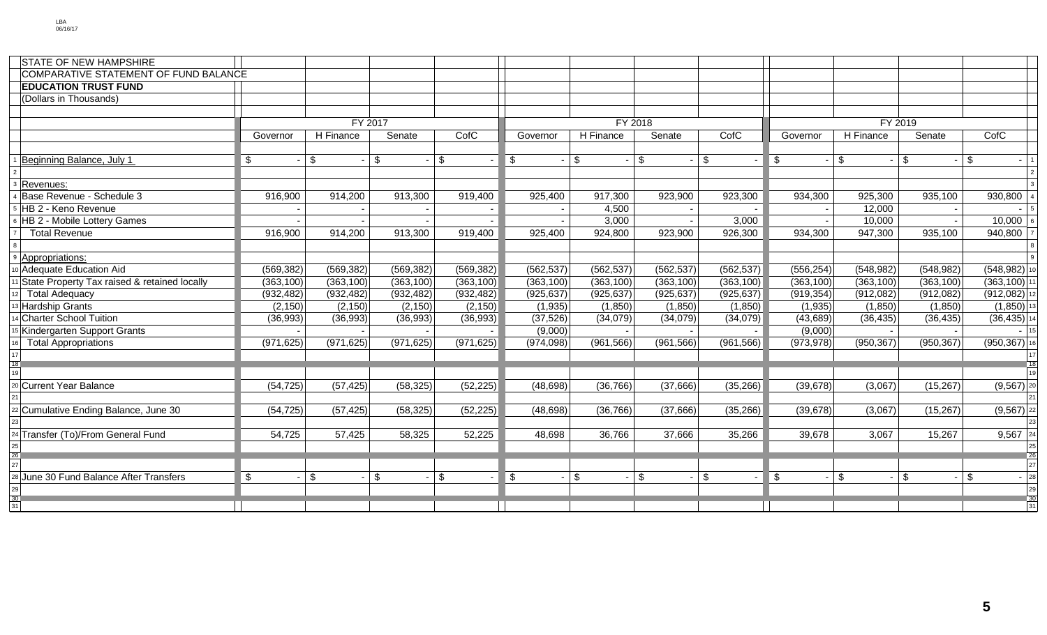LBA
06/16/17

STATE OF NEW HAMPSHIRE
COMPARATIVE STATEMENT OF FUND BALANCE
**EDUCATION TRUST FUND**
(Dollars in Thousands)

| # | | FY 2017 | | | | FY 2018 | | | | FY 2019 | | | | # |
|---|---|---|---|---|---|---|---|---|---|---|---|---|---|---|
| | | Governor | H Finance | Senate | CofC | Governor | H Finance | Senate | CofC | Governor | H Finance | Senate | CofC | |
| 1 | Beginning Balance, July 1 | $ - | $ - | $ - | $ - | $ - | $ - | $ - | $ - | $ - | $ - | $ - | $ - | 1 |
| 2 | | | | | | | | | | | | | | 2 |
| 3 | Revenues: | | | | | | | | | | | | | 3 |
| 4 | Base Revenue - Schedule 3 | 916,900 | 914,200 | 913,300 | 919,400 | 925,400 | 917,300 | 923,900 | 923,300 | 934,300 | 925,300 | 935,100 | 930,800 | 4 |
| 5 | HB 2 - Keno Revenue | - | - | - | - | - | 4,500 | - | - | - | 12,000 | - | - | 5 |
| 6 | HB 2 - Mobile Lottery Games | - | - | - | - | - | 3,000 | - | 3,000 | - | 10,000 | - | 10,000 | 6 |
| 7 | Total Revenue | 916,900 | 914,200 | 913,300 | 919,400 | 925,400 | 924,800 | 923,900 | 926,300 | 934,300 | 947,300 | 935,100 | 940,800 | 7 |
| 8 | | | | | | | | | | | | | | 8 |
| 9 | Appropriations: | | | | | | | | | | | | | 9 |
| 10 | Adequate Education Aid | (569,382) | (569,382) | (569,382) | (569,382) | (562,537) | (562,537) | (562,537) | (562,537) | (556,254) | (548,982) | (548,982) | (548,982) | 10 |
| 11 | State Property Tax raised & retained locally | (363,100) | (363,100) | (363,100) | (363,100) | (363,100) | (363,100) | (363,100) | (363,100) | (363,100) | (363,100) | (363,100) | (363,100) | 11 |
| 12 | Total Adequacy | (932,482) | (932,482) | (932,482) | (932,482) | (925,637) | (925,637) | (925,637) | (925,637) | (919,354) | (912,082) | (912,082) | (912,082) | 12 |
| 13 | Hardship Grants | (2,150) | (2,150) | (2,150) | (2,150) | (1,935) | (1,850) | (1,850) | (1,850) | (1,935) | (1,850) | (1,850) | (1,850) | 13 |
| 14 | Charter School Tuition | (36,993) | (36,993) | (36,993) | (36,993) | (37,526) | (34,079) | (34,079) | (34,079) | (43,689) | (36,435) | (36,435) | (36,435) | 14 |
| 15 | Kindergarten Support Grants | - | - | - | - | (9,000) | - | - | - | (9,000) | - | - | - | 15 |
| 16 | Total Appropriations | (971,625) | (971,625) | (971,625) | (971,625) | (974,098) | (961,566) | (961,566) | (961,566) | (973,978) | (950,367) | (950,367) | (950,367) | 16 |
| 17 | | | | | | | | | | | | | | 17 |
| 18 | | | | | | | | | | | | | | 18 |
| 19 | | | | | | | | | | | | | | 19 |
| 20 | Current Year Balance | (54,725) | (57,425) | (58,325) | (52,225) | (48,698) | (36,766) | (37,666) | (35,266) | (39,678) | (3,067) | (15,267) | (9,567) | 20 |
| 21 | | | | | | | | | | | | | | 21 |
| 22 | Cumulative Ending Balance, June 30 | (54,725) | (57,425) | (58,325) | (52,225) | (48,698) | (36,766) | (37,666) | (35,266) | (39,678) | (3,067) | (15,267) | (9,567) | 22 |
| 23 | | | | | | | | | | | | | | 23 |
| 24 | Transfer (To)/From General Fund | 54,725 | 57,425 | 58,325 | 52,225 | 48,698 | 36,766 | 37,666 | 35,266 | 39,678 | 3,067 | 15,267 | 9,567 | 24 |
| 25 | | | | | | | | | | | | | | 25 |
| 26 | | | | | | | | | | | | | | 26 |
| 27 | | | | | | | | | | | | | | 27 |
| 28 | June 30 Fund Balance After Transfers | $ - | $ - | $ - | $ - | $ - | $ - | $ - | $ - | $ - | $ - | $ - | $ - | 28 |
| 29 | | | | | | | | | | | | | | 29 |
| 30 | | | | | | | | | | | | | | 30 |
| 31 | | | | | | | | | | | | | | 31 |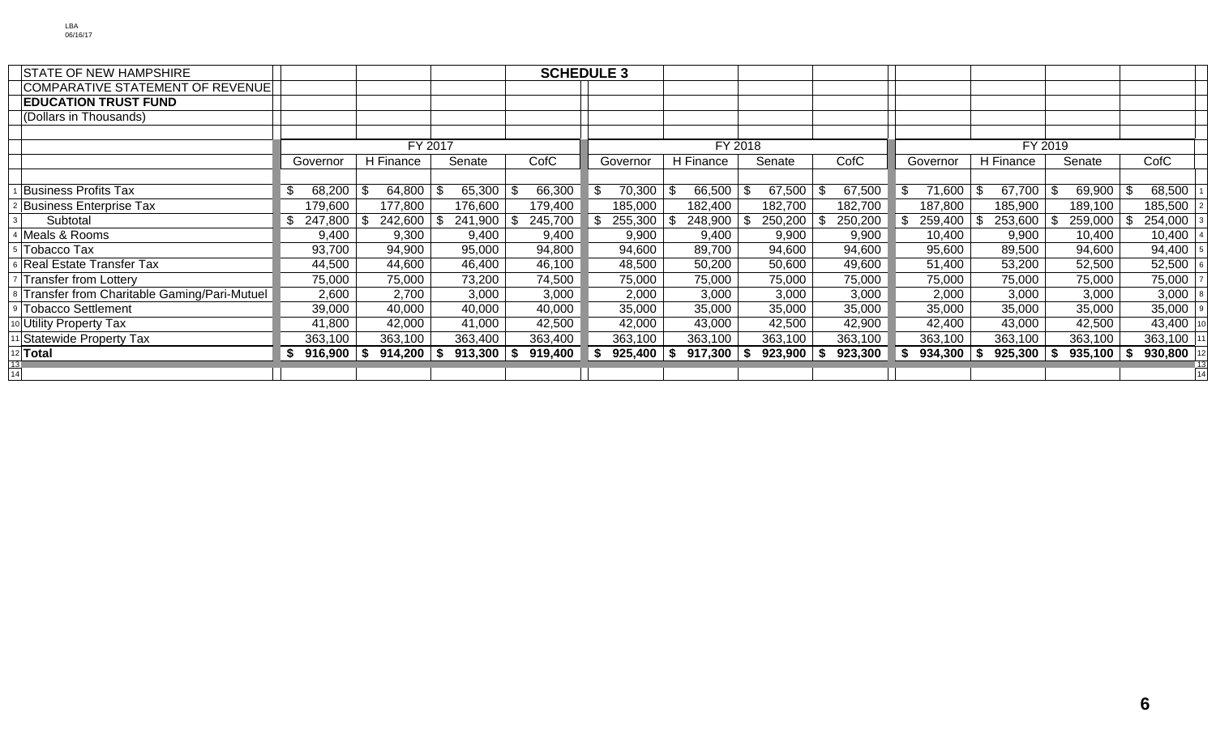LBA
06/16/17

STATE OF NEW HAMPSHIRE

COMPARATIVE STATEMENT OF REVENUE

**EDUCATION TRUST FUND**

(Dollars in Thousands)

**SCHEDULE 3**

| | | FY 2017 | | | | FY 2018 | | | | FY 2019 | | | |
|---|---|---|---|---|---|---|---|---|---|---|---|---|---|
| | | Governor | H Finance | Senate | CofC | Governor | H Finance | Senate | CofC | Governor | H Finance | Senate | CofC |
| 1 | Business Profits Tax | $ 68,200 | $ 64,800 | $ 65,300 | $ 66,300 | $ 70,300 | $ 66,500 | $ 67,500 | $ 67,500 | $ 71,600 | $ 67,700 | $ 69,900 | $ 68,500 |
| 2 | Business Enterprise Tax | 179,600 | 177,800 | 176,600 | 179,400 | 185,000 | 182,400 | 182,700 | 182,700 | 187,800 | 185,900 | 189,100 | 185,500 |
| 3 | Subtotal | $ 247,800 | $ 242,600 | $ 241,900 | $ 245,700 | $ 255,300 | $ 248,900 | $ 250,200 | $ 250,200 | $ 259,400 | $ 253,600 | $ 259,000 | $ 254,000 |
| 4 | Meals & Rooms | 9,400 | 9,300 | 9,400 | 9,400 | 9,900 | 9,400 | 9,900 | 9,900 | 10,400 | 9,900 | 10,400 | 10,400 |
| 5 | Tobacco Tax | 93,700 | 94,900 | 95,000 | 94,800 | 94,600 | 89,700 | 94,600 | 94,600 | 95,600 | 89,500 | 94,600 | 94,400 |
| 6 | Real Estate Transfer Tax | 44,500 | 44,600 | 46,400 | 46,100 | 48,500 | 50,200 | 50,600 | 49,600 | 51,400 | 53,200 | 52,500 | 52,500 |
| 7 | Transfer from Lottery | 75,000 | 75,000 | 73,200 | 74,500 | 75,000 | 75,000 | 75,000 | 75,000 | 75,000 | 75,000 | 75,000 | 75,000 |
| 8 | Transfer from Charitable Gaming/Pari-Mutuel | 2,600 | 2,700 | 3,000 | 3,000 | 2,000 | 3,000 | 3,000 | 3,000 | 2,000 | 3,000 | 3,000 | 3,000 |
| 9 | Tobacco Settlement | 39,000 | 40,000 | 40,000 | 40,000 | 35,000 | 35,000 | 35,000 | 35,000 | 35,000 | 35,000 | 35,000 | 35,000 |
| 10 | Utility Property Tax | 41,800 | 42,000 | 41,000 | 42,500 | 42,000 | 43,000 | 42,500 | 42,900 | 42,400 | 43,000 | 42,500 | 43,400 |
| 11 | Statewide Property Tax | 363,100 | 363,100 | 363,400 | 363,400 | 363,100 | 363,100 | 363,100 | 363,100 | 363,100 | 363,100 | 363,100 | 363,100 |
| 12 | **Total** | **$ 916,900** | **$ 914,200** | **$ 913,300** | **$ 919,400** | **$ 925,400** | **$ 917,300** | **$ 923,900** | **$ 923,300** | **$ 934,300** | **$ 925,300** | **$ 935,100** | **$ 930,800** |